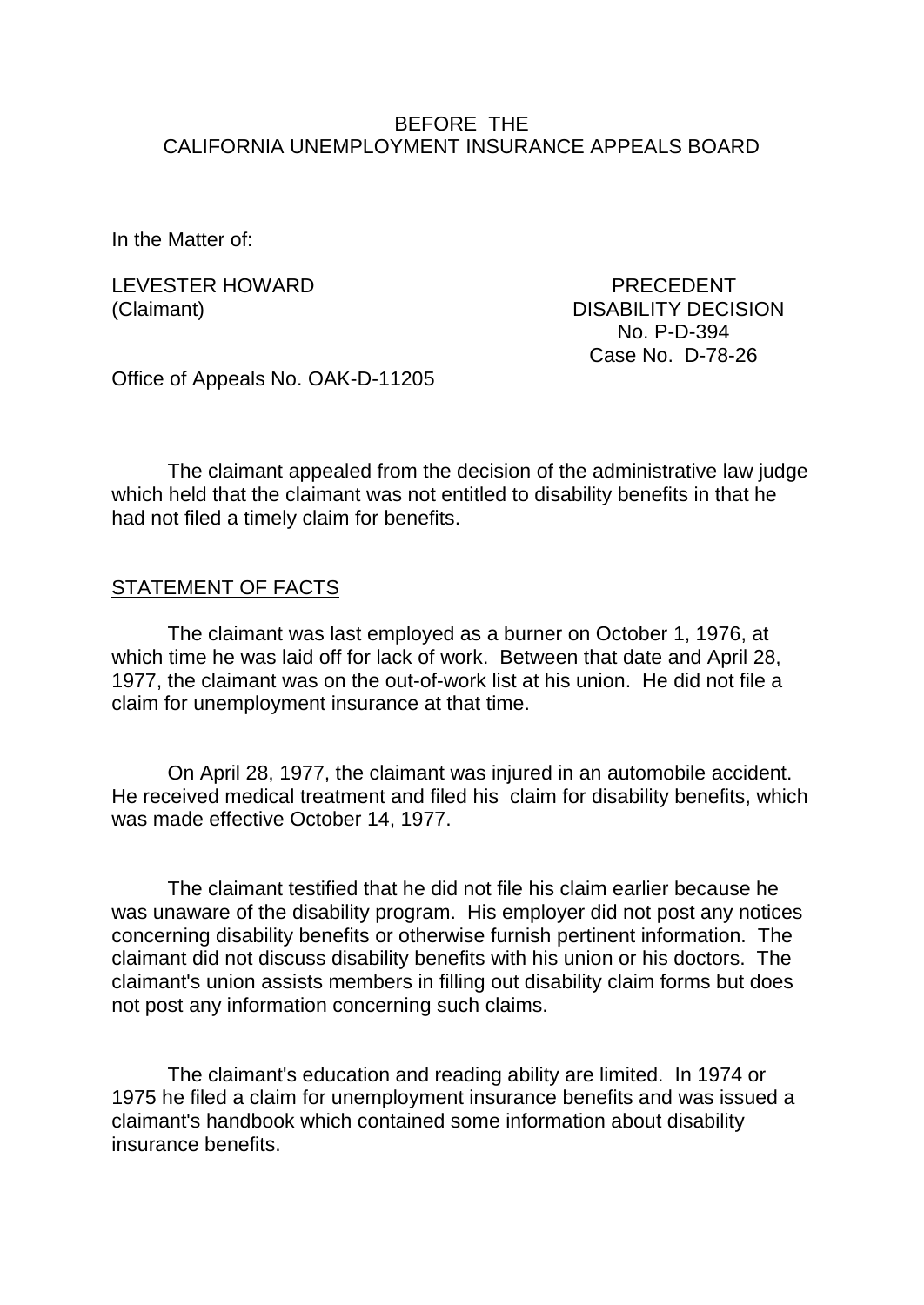BEFORE THE
CALIFORNIA UNEMPLOYMENT INSURANCE APPEALS BOARD

In the Matter of:

LEVESTER HOWARD
(Claimant)

PRECEDENT
DISABILITY DECISION
No. P-D-394
Case No. D-78-26

Office of Appeals No. OAK-D-11205

The claimant appealed from the decision of the administrative law judge which held that the claimant was not entitled to disability benefits in that he had not filed a timely claim for benefits.

STATEMENT OF FACTS

The claimant was last employed as a burner on October 1, 1976, at which time he was laid off for lack of work. Between that date and April 28, 1977, the claimant was on the out-of-work list at his union. He did not file a claim for unemployment insurance at that time.

On April 28, 1977, the claimant was injured in an automobile accident. He received medical treatment and filed his claim for disability benefits, which was made effective October 14, 1977.

The claimant testified that he did not file his claim earlier because he was unaware of the disability program. His employer did not post any notices concerning disability benefits or otherwise furnish pertinent information. The claimant did not discuss disability benefits with his union or his doctors. The claimant's union assists members in filling out disability claim forms but does not post any information concerning such claims.

The claimant's education and reading ability are limited. In 1974 or 1975 he filed a claim for unemployment insurance benefits and was issued a claimant's handbook which contained some information about disability insurance benefits.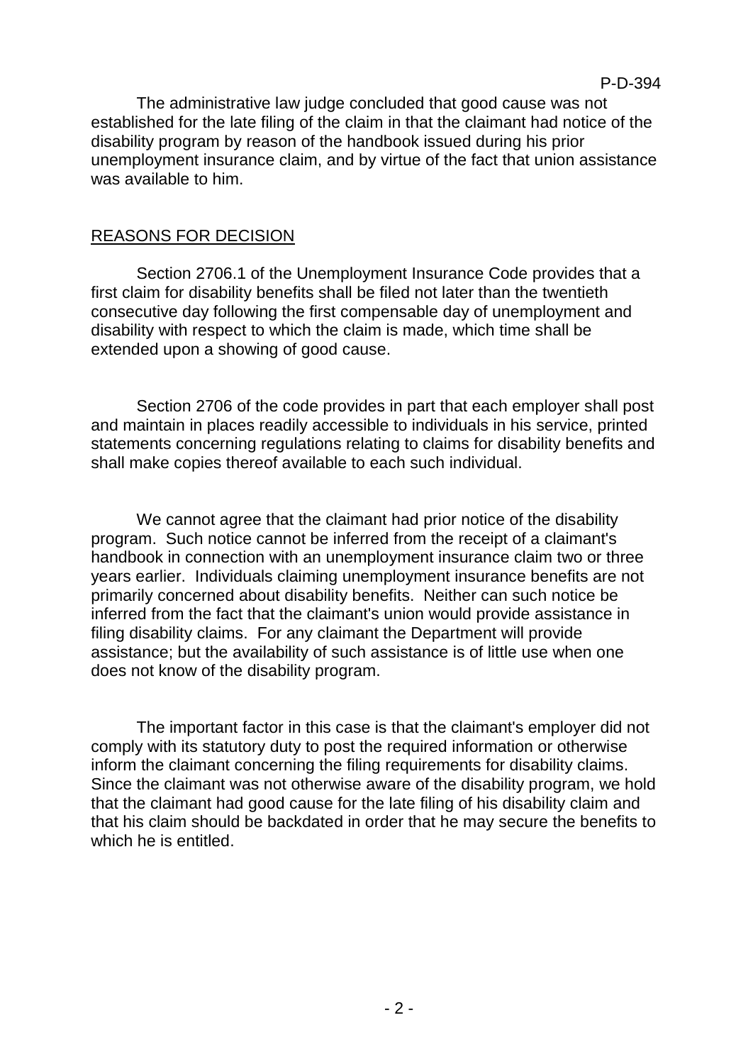The administrative law judge concluded that good cause was not established for the late filing of the claim in that the claimant had notice of the disability program by reason of the handbook issued during his prior unemployment insurance claim, and by virtue of the fact that union assistance was available to him.

## REASONS FOR DECISION

Section 2706.1 of the Unemployment Insurance Code provides that a first claim for disability benefits shall be filed not later than the twentieth consecutive day following the first compensable day of unemployment and disability with respect to which the claim is made, which time shall be extended upon a showing of good cause.

Section 2706 of the code provides in part that each employer shall post and maintain in places readily accessible to individuals in his service, printed statements concerning regulations relating to claims for disability benefits and shall make copies thereof available to each such individual.

We cannot agree that the claimant had prior notice of the disability program. Such notice cannot be inferred from the receipt of a claimant's handbook in connection with an unemployment insurance claim two or three years earlier. Individuals claiming unemployment insurance benefits are not primarily concerned about disability benefits. Neither can such notice be inferred from the fact that the claimant's union would provide assistance in filing disability claims. For any claimant the Department will provide assistance; but the availability of such assistance is of little use when one does not know of the disability program.

The important factor in this case is that the claimant's employer did not comply with its statutory duty to post the required information or otherwise inform the claimant concerning the filing requirements for disability claims. Since the claimant was not otherwise aware of the disability program, we hold that the claimant had good cause for the late filing of his disability claim and that his claim should be backdated in order that he may secure the benefits to which he is entitled.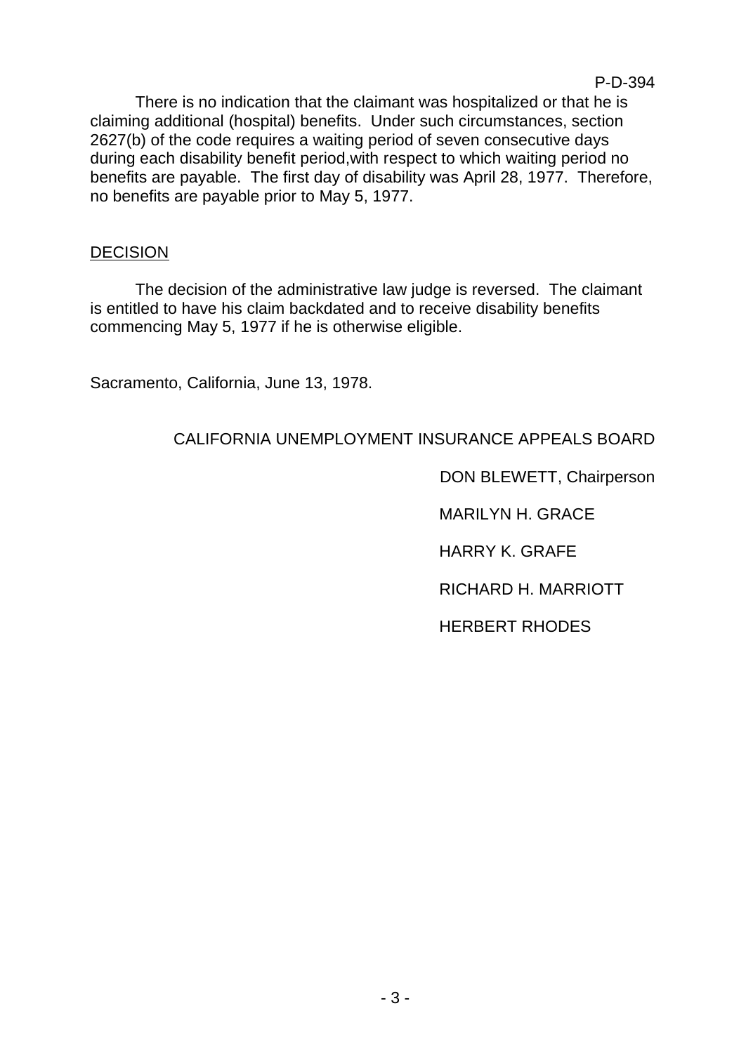There is no indication that the claimant was hospitalized or that he is claiming additional (hospital) benefits. Under such circumstances, section 2627(b) of the code requires a waiting period of seven consecutive days during each disability benefit period,with respect to which waiting period no benefits are payable. The first day of disability was April 28, 1977. Therefore, no benefits are payable prior to May 5, 1977.

## DECISION

The decision of the administrative law judge is reversed. The claimant is entitled to have his claim backdated and to receive disability benefits commencing May 5, 1977 if he is otherwise eligible.

Sacramento, California, June 13, 1978.

CALIFORNIA UNEMPLOYMENT INSURANCE APPEALS BOARD

DON BLEWETT, Chairperson

MARILYN H. GRACE

HARRY K. GRAFE

RICHARD H. MARRIOTT

HERBERT RHODES